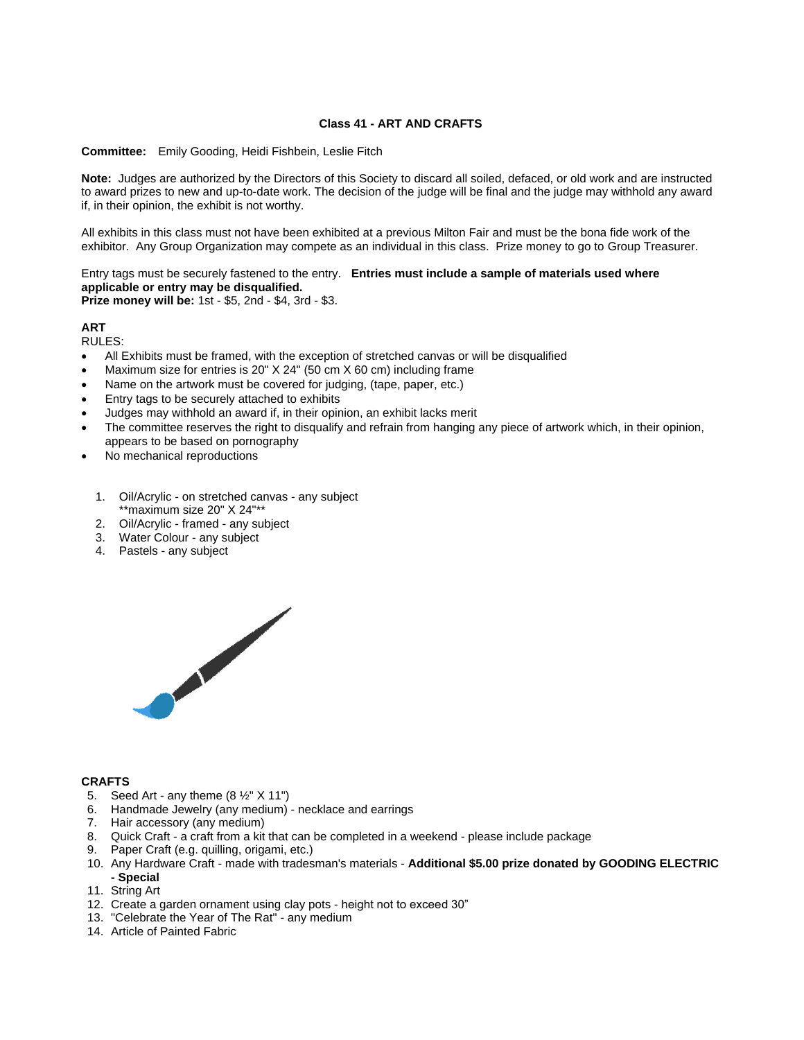### Class 41 - ART AND CRAFTS

**Committee:** Emily Gooding, Heidi Fishbein, Leslie Fitch

**Note:** Judges are authorized by the Directors of this Society to discard all soiled, defaced, or old work and are instructed to award prizes to new and up-to-date work. The decision of the judge will be final and the judge may withhold any award if, in their opinion, the exhibit is not worthy.

All exhibits in this class must not have been exhibited at a previous Milton Fair and must be the bona fide work of the exhibitor. Any Group Organization may compete as an individual in this class. Prize money to go to Group Treasurer.

Entry tags must be securely fastened to the entry. **Entries must include a sample of materials used where applicable or entry may be disqualified.**
**Prize money will be:** 1st - $5, 2nd - $4, 3rd - $3.

**ART**
RULES:

- All Exhibits must be framed, with the exception of stretched canvas or will be disqualified
- Maximum size for entries is 20" X 24" (50 cm X 60 cm) including frame
- Name on the artwork must be covered for judging, (tape, paper, etc.)
- Entry tags to be securely attached to exhibits
- Judges may withhold an award if, in their opinion, an exhibit lacks merit
- The committee reserves the right to disqualify and refrain from hanging any piece of artwork which, in their opinion, appears to be based on pornography
- No mechanical reproductions

1. Oil/Acrylic - on stretched canvas - any subject
   **maximum size 20" X 24"**
2. Oil/Acrylic - framed - any subject
3. Water Colour - any subject
4. Pastels - any subject

**CRAFTS**

5. Seed Art - any theme (8 ½" X 11")
6. Handmade Jewelry (any medium) - necklace and earrings
7. Hair accessory (any medium)
8. Quick Craft - a craft from a kit that can be completed in a weekend - please include package
9. Paper Craft (e.g. quilling, origami, etc.)
10. Any Hardware Craft - made with tradesman's materials - **Additional $5.00 prize donated by GOODING ELECTRIC - Special**
11. String Art
12. Create a garden ornament using clay pots - height not to exceed 30"
13. "Celebrate the Year of The Rat" - any medium
14. Article of Painted Fabric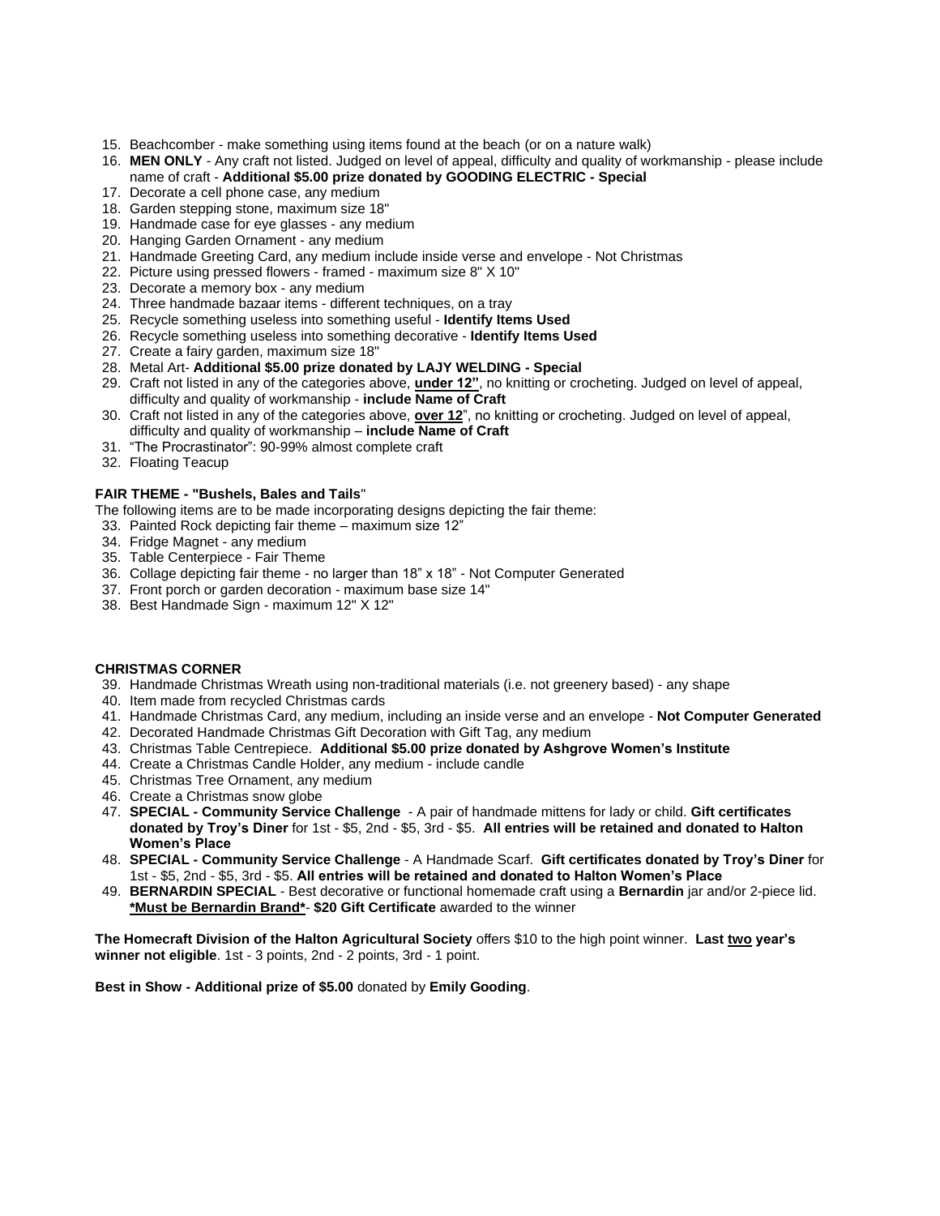15. Beachcomber - make something using items found at the beach (or on a nature walk)
16. **MEN ONLY** - Any craft not listed. Judged on level of appeal, difficulty and quality of workmanship - please include name of craft - **Additional $5.00 prize donated by GOODING ELECTRIC - Special**
17. Decorate a cell phone case, any medium
18. Garden stepping stone, maximum size 18"
19. Handmade case for eye glasses - any medium
20. Hanging Garden Ornament - any medium
21. Handmade Greeting Card, any medium include inside verse and envelope - Not Christmas
22. Picture using pressed flowers - framed - maximum size 8" X 10"
23. Decorate a memory box - any medium
24. Three handmade bazaar items - different techniques, on a tray
25. Recycle something useless into something useful - **Identify Items Used**
26. Recycle something useless into something decorative - **Identify Items Used**
27. Create a fairy garden, maximum size 18"
28. Metal Art- **Additional $5.00 prize donated by LAJY WELDING - Special**
29. Craft not listed in any of the categories above, **under 12"**, no knitting or crocheting. Judged on level of appeal, difficulty and quality of workmanship - **include Name of Craft**
30. Craft not listed in any of the categories above, **over 12**", no knitting or crocheting. Judged on level of appeal, difficulty and quality of workmanship – **include Name of Craft**
31. "The Procrastinator": 90-99% almost complete craft
32. Floating Teacup

**FAIR THEME - "Bushels, Bales and Tails**"

The following items are to be made incorporating designs depicting the fair theme:

33. Painted Rock depicting fair theme – maximum size 12"
34. Fridge Magnet - any medium
35. Table Centerpiece - Fair Theme
36. Collage depicting fair theme - no larger than 18" x 18" - Not Computer Generated
37. Front porch or garden decoration - maximum base size 14"
38. Best Handmade Sign - maximum 12" X 12"

**CHRISTMAS CORNER**

39. Handmade Christmas Wreath using non-traditional materials (i.e. not greenery based) - any shape
40. Item made from recycled Christmas cards
41. Handmade Christmas Card, any medium, including an inside verse and an envelope - **Not Computer Generated**
42. Decorated Handmade Christmas Gift Decoration with Gift Tag, any medium
43. Christmas Table Centrepiece. **Additional $5.00 prize donated by Ashgrove Women's Institute**
44. Create a Christmas Candle Holder, any medium - include candle
45. Christmas Tree Ornament, any medium
46. Create a Christmas snow globe
47. **SPECIAL - Community Service Challenge** - A pair of handmade mittens for lady or child. **Gift certificates donated by Troy's Diner** for 1st - $5, 2nd - $5, 3rd - $5. **All entries will be retained and donated to Halton Women's Place**
48. **SPECIAL - Community Service Challenge** - A Handmade Scarf. **Gift certificates donated by Troy's Diner** for 1st - $5, 2nd - $5, 3rd - $5. **All entries will be retained and donated to Halton Women's Place**
49. **BERNARDIN SPECIAL** - Best decorative or functional homemade craft using a **Bernardin** jar and/or 2-piece lid. **\*Must be Bernardin Brand\***- **$20 Gift Certificate** awarded to the winner

**The Homecraft Division of the Halton Agricultural Society** offers $10 to the high point winner. **Last two year's winner not eligible**. 1st - 3 points, 2nd - 2 points, 3rd - 1 point.

**Best in Show - Additional prize of $5.00** donated by **Emily Gooding**.